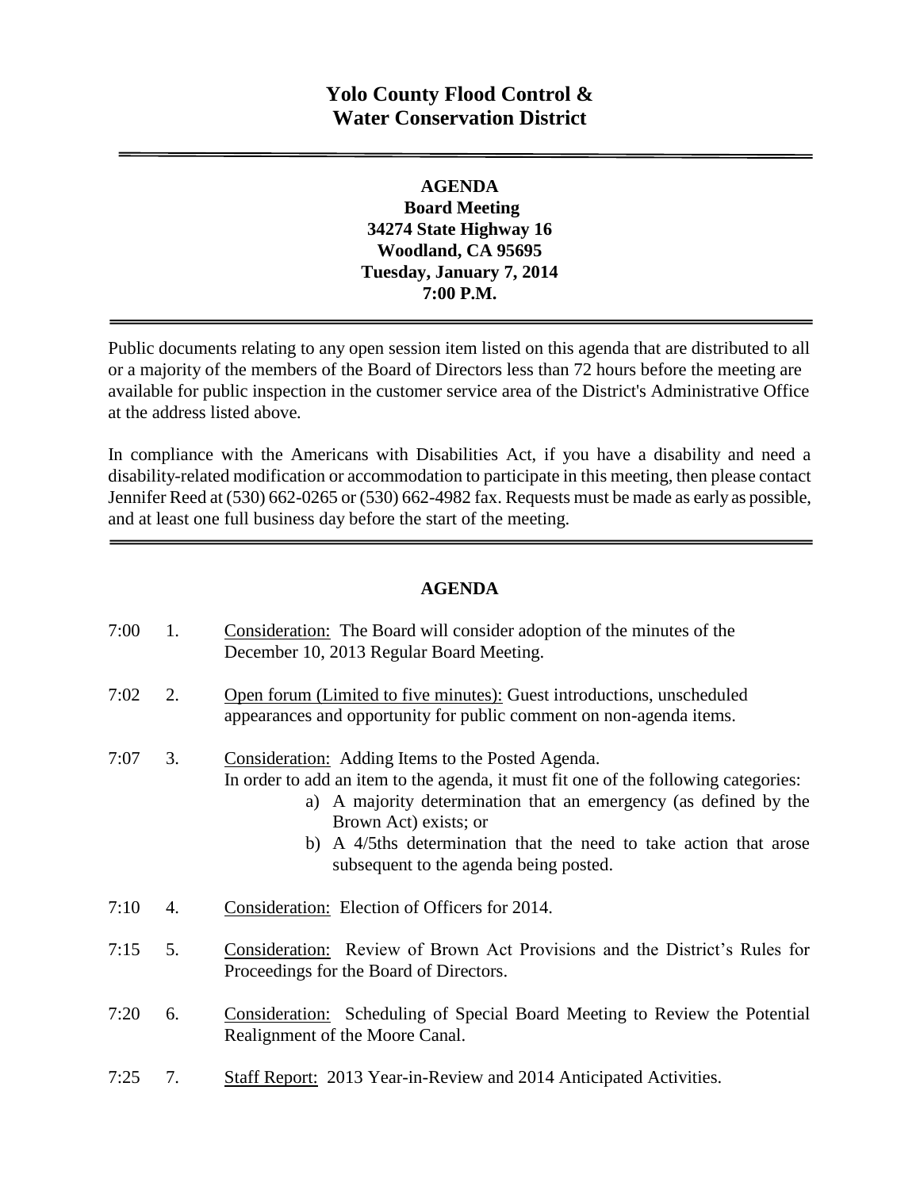# Yolo County Flood Control & Water Conservation District

---

**AGENDA**
**Board Meeting**
**34274 State Highway 16**
**Woodland, CA 95695**
**Tuesday, January 7, 2014**
**7:00 P.M.**

---

Public documents relating to any open session item listed on this agenda that are distributed to all or a majority of the members of the Board of Directors less than 72 hours before the meeting are available for public inspection in the customer service area of the District's Administrative Office at the address listed above.

In compliance with the Americans with Disabilities Act, if you have a disability and need a disability-related modification or accommodation to participate in this meeting, then please contact Jennifer Reed at (530) 662-0265 or (530) 662-4982 fax. Requests must be made as early as possible, and at least one full business day before the start of the meeting.

---

## AGENDA

7:00 1. Consideration: The Board will consider adoption of the minutes of the December 10, 2013 Regular Board Meeting.

7:02 2. Open forum (Limited to five minutes): Guest introductions, unscheduled appearances and opportunity for public comment on non-agenda items.

7:07 3. Consideration: Adding Items to the Posted Agenda.
In order to add an item to the agenda, it must fit one of the following categories:
   a) A majority determination that an emergency (as defined by the Brown Act) exists; or
   b) A 4/5ths determination that the need to take action that arose subsequent to the agenda being posted.

7:10 4. Consideration: Election of Officers for 2014.

7:15 5. Consideration: Review of Brown Act Provisions and the District's Rules for Proceedings for the Board of Directors.

7:20 6. Consideration: Scheduling of Special Board Meeting to Review the Potential Realignment of the Moore Canal.

7:25 7. Staff Report: 2013 Year-in-Review and 2014 Anticipated Activities.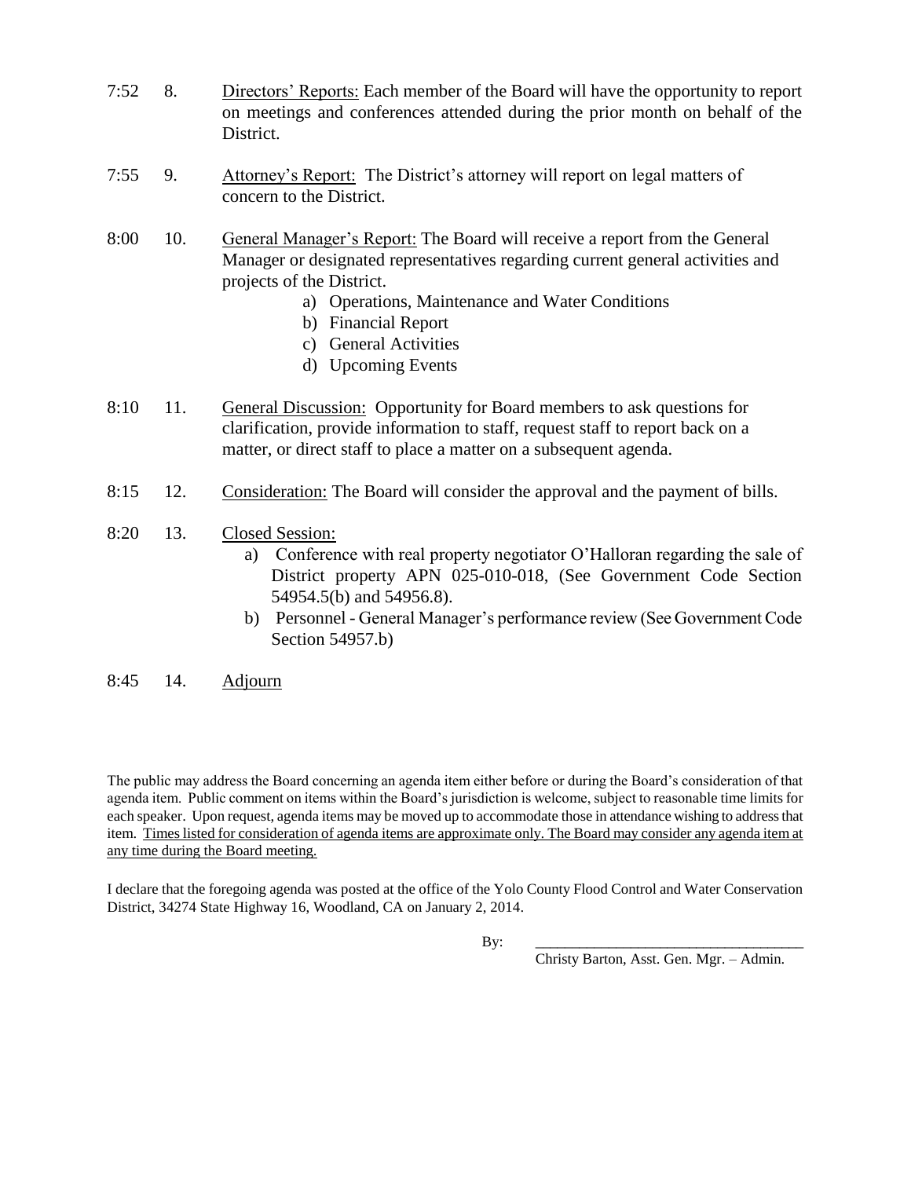7:52 8. Directors' Reports: Each member of the Board will have the opportunity to report on meetings and conferences attended during the prior month on behalf of the District.

7:55 9. Attorney's Report: The District's attorney will report on legal matters of concern to the District.

8:00 10. General Manager's Report: The Board will receive a report from the General Manager or designated representatives regarding current general activities and projects of the District.

- a) Operations, Maintenance and Water Conditions
- b) Financial Report
- c) General Activities
- d) Upcoming Events

8:10 11. General Discussion: Opportunity for Board members to ask questions for clarification, provide information to staff, request staff to report back on a matter, or direct staff to place a matter on a subsequent agenda.

8:15 12. Consideration: The Board will consider the approval and the payment of bills.

8:20 13. Closed Session:

- a) Conference with real property negotiator O'Halloran regarding the sale of District property APN 025-010-018, (See Government Code Section 54954.5(b) and 54956.8).
- b) Personnel - General Manager's performance review (See Government Code Section 54957.b)

8:45 14. Adjourn

The public may address the Board concerning an agenda item either before or during the Board's consideration of that agenda item. Public comment on items within the Board's jurisdiction is welcome, subject to reasonable time limits for each speaker. Upon request, agenda items may be moved up to accommodate those in attendance wishing to address that item. Times listed for consideration of agenda items are approximate only. The Board may consider any agenda item at any time during the Board meeting.

I declare that the foregoing agenda was posted at the office of the Yolo County Flood Control and Water Conservation District, 34274 State Highway 16, Woodland, CA on January 2, 2014.

By: ____________________________________

Christy Barton, Asst. Gen. Mgr. – Admin.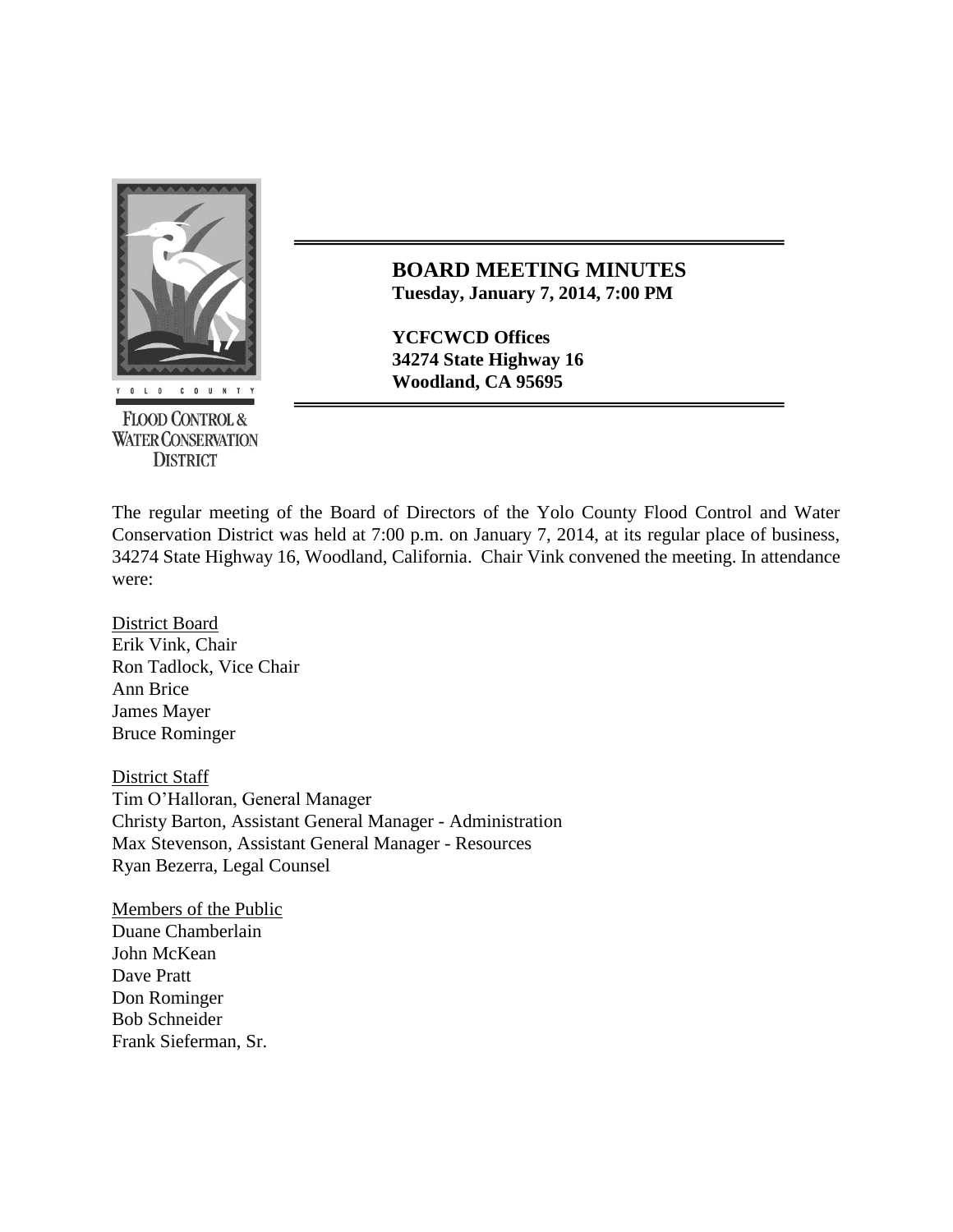YOLO COUNTY

FLOOD CONTROL & WATER CONSERVATION DISTRICT

# BOARD MEETING MINUTES

**Tuesday, January 7, 2014, 7:00 PM**

**YCFCWCD Offices**
**34274 State Highway 16**
**Woodland, CA 95695**

The regular meeting of the Board of Directors of the Yolo County Flood Control and Water Conservation District was held at 7:00 p.m. on January 7, 2014, at its regular place of business, 34274 State Highway 16, Woodland, California. Chair Vink convened the meeting. In attendance were:

District Board
Erik Vink, Chair
Ron Tadlock, Vice Chair
Ann Brice
James Mayer
Bruce Rominger

District Staff
Tim O'Halloran, General Manager
Christy Barton, Assistant General Manager - Administration
Max Stevenson, Assistant General Manager - Resources
Ryan Bezerra, Legal Counsel

Members of the Public
Duane Chamberlain
John McKean
Dave Pratt
Don Rominger
Bob Schneider
Frank Sieferman, Sr.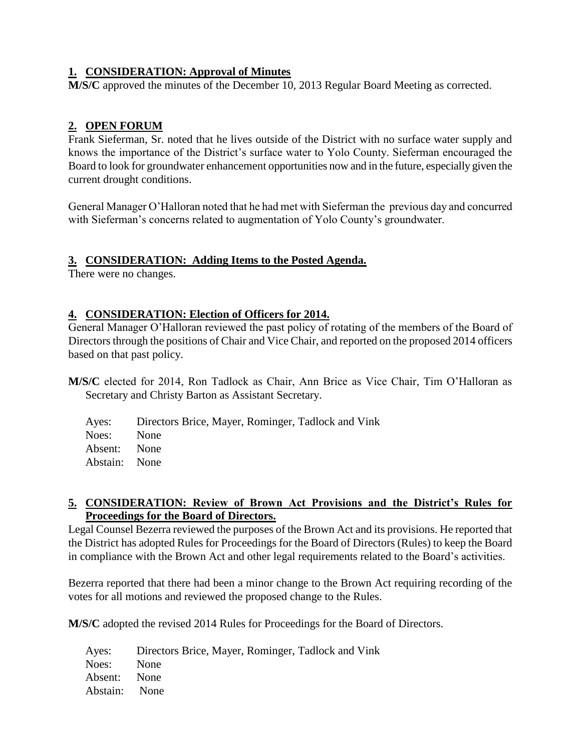## 1. CONSIDERATION: Approval of Minutes

**M/S/C** approved the minutes of the December 10, 2013 Regular Board Meeting as corrected.

## 2. OPEN FORUM

Frank Sieferman, Sr. noted that he lives outside of the District with no surface water supply and knows the importance of the District's surface water to Yolo County. Sieferman encouraged the Board to look for groundwater enhancement opportunities now and in the future, especially given the current drought conditions.

General Manager O'Halloran noted that he had met with Sieferman the previous day and concurred with Sieferman's concerns related to augmentation of Yolo County's groundwater.

## 3. CONSIDERATION: Adding Items to the Posted Agenda.

There were no changes.

## 4. CONSIDERATION: Election of Officers for 2014.

General Manager O'Halloran reviewed the past policy of rotating of the members of the Board of Directors through the positions of Chair and Vice Chair, and reported on the proposed 2014 officers based on that past policy.

**M/S/C** elected for 2014, Ron Tadlock as Chair, Ann Brice as Vice Chair, Tim O'Halloran as Secretary and Christy Barton as Assistant Secretary.

Ayes: Directors Brice, Mayer, Rominger, Tadlock and Vink
Noes: None
Absent: None
Abstain: None

## 5. CONSIDERATION: Review of Brown Act Provisions and the District's Rules for Proceedings for the Board of Directors.

Legal Counsel Bezerra reviewed the purposes of the Brown Act and its provisions. He reported that the District has adopted Rules for Proceedings for the Board of Directors (Rules) to keep the Board in compliance with the Brown Act and other legal requirements related to the Board's activities.

Bezerra reported that there had been a minor change to the Brown Act requiring recording of the votes for all motions and reviewed the proposed change to the Rules.

**M/S/C** adopted the revised 2014 Rules for Proceedings for the Board of Directors.

Ayes: Directors Brice, Mayer, Rominger, Tadlock and Vink
Noes: None
Absent: None
Abstain: None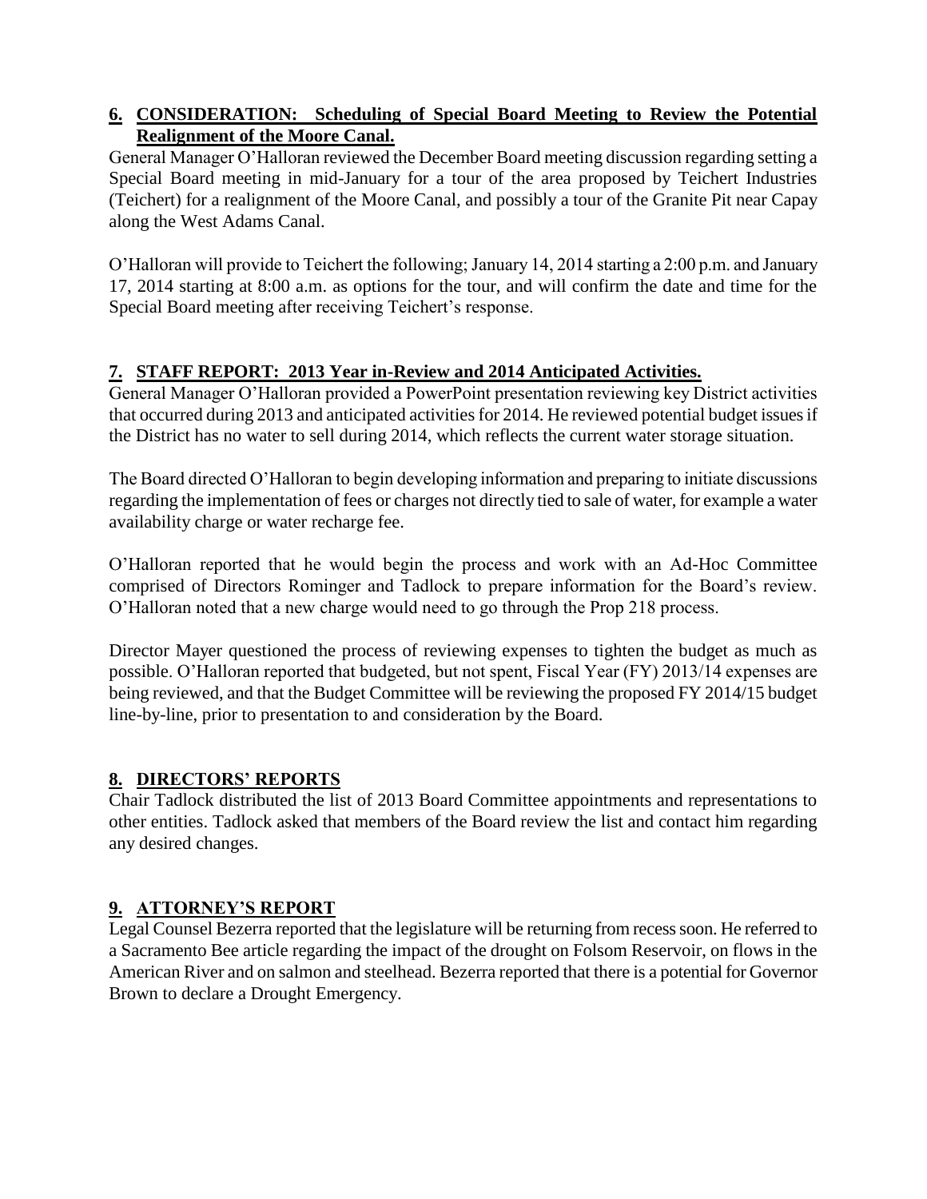## 6. CONSIDERATION: Scheduling of Special Board Meeting to Review the Potential Realignment of the Moore Canal.

General Manager O'Halloran reviewed the December Board meeting discussion regarding setting a Special Board meeting in mid-January for a tour of the area proposed by Teichert Industries (Teichert) for a realignment of the Moore Canal, and possibly a tour of the Granite Pit near Capay along the West Adams Canal.

O'Halloran will provide to Teichert the following; January 14, 2014 starting a 2:00 p.m. and January 17, 2014 starting at 8:00 a.m. as options for the tour, and will confirm the date and time for the Special Board meeting after receiving Teichert's response.

## 7. STAFF REPORT: 2013 Year in-Review and 2014 Anticipated Activities.

General Manager O'Halloran provided a PowerPoint presentation reviewing key District activities that occurred during 2013 and anticipated activities for 2014. He reviewed potential budget issues if the District has no water to sell during 2014, which reflects the current water storage situation.

The Board directed O'Halloran to begin developing information and preparing to initiate discussions regarding the implementation of fees or charges not directly tied to sale of water, for example a water availability charge or water recharge fee.

O'Halloran reported that he would begin the process and work with an Ad-Hoc Committee comprised of Directors Rominger and Tadlock to prepare information for the Board's review. O'Halloran noted that a new charge would need to go through the Prop 218 process.

Director Mayer questioned the process of reviewing expenses to tighten the budget as much as possible. O'Halloran reported that budgeted, but not spent, Fiscal Year (FY) 2013/14 expenses are being reviewed, and that the Budget Committee will be reviewing the proposed FY 2014/15 budget line-by-line, prior to presentation to and consideration by the Board.

## 8. DIRECTORS' REPORTS

Chair Tadlock distributed the list of 2013 Board Committee appointments and representations to other entities. Tadlock asked that members of the Board review the list and contact him regarding any desired changes.

## 9. ATTORNEY'S REPORT

Legal Counsel Bezerra reported that the legislature will be returning from recess soon. He referred to a Sacramento Bee article regarding the impact of the drought on Folsom Reservoir, on flows in the American River and on salmon and steelhead. Bezerra reported that there is a potential for Governor Brown to declare a Drought Emergency.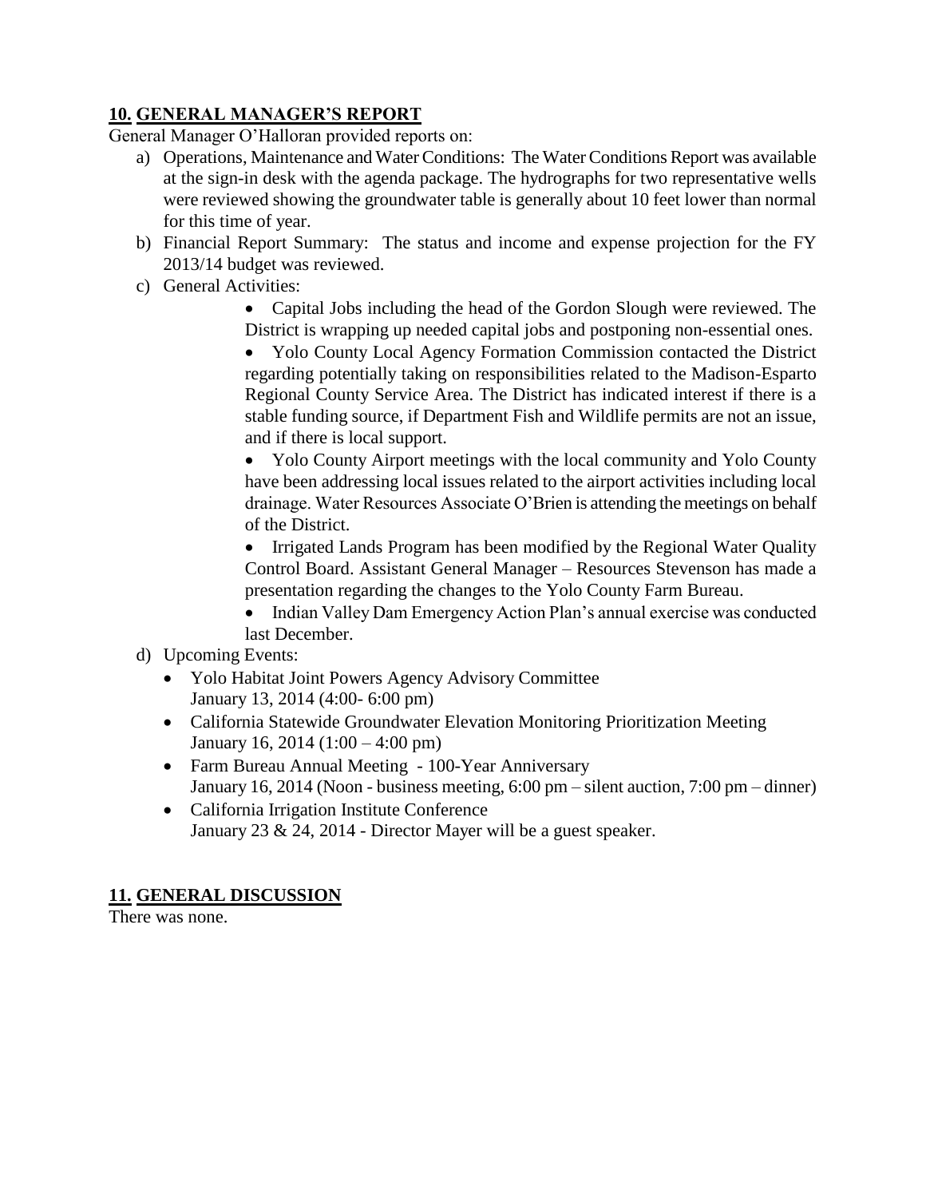## 10. GENERAL MANAGER'S REPORT

General Manager O'Halloran provided reports on:

a) Operations, Maintenance and Water Conditions: The Water Conditions Report was available at the sign-in desk with the agenda package. The hydrographs for two representative wells were reviewed showing the groundwater table is generally about 10 feet lower than normal for this time of year.

b) Financial Report Summary: The status and income and expense projection for the FY 2013/14 budget was reviewed.

c) General Activities:

- Capital Jobs including the head of the Gordon Slough were reviewed. The District is wrapping up needed capital jobs and postponing non-essential ones.
- Yolo County Local Agency Formation Commission contacted the District regarding potentially taking on responsibilities related to the Madison-Esparto Regional County Service Area. The District has indicated interest if there is a stable funding source, if Department Fish and Wildlife permits are not an issue, and if there is local support.
- Yolo County Airport meetings with the local community and Yolo County have been addressing local issues related to the airport activities including local drainage. Water Resources Associate O'Brien is attending the meetings on behalf of the District.
- Irrigated Lands Program has been modified by the Regional Water Quality Control Board. Assistant General Manager – Resources Stevenson has made a presentation regarding the changes to the Yolo County Farm Bureau.
- Indian Valley Dam Emergency Action Plan's annual exercise was conducted last December.

d) Upcoming Events:

- Yolo Habitat Joint Powers Agency Advisory Committee
  January 13, 2014 (4:00- 6:00 pm)
- California Statewide Groundwater Elevation Monitoring Prioritization Meeting
  January 16, 2014 (1:00 – 4:00 pm)
- Farm Bureau Annual Meeting - 100-Year Anniversary
  January 16, 2014 (Noon - business meeting, 6:00 pm – silent auction, 7:00 pm – dinner)
- California Irrigation Institute Conference
  January 23 & 24, 2014 - Director Mayer will be a guest speaker.

## 11. GENERAL DISCUSSION

There was none.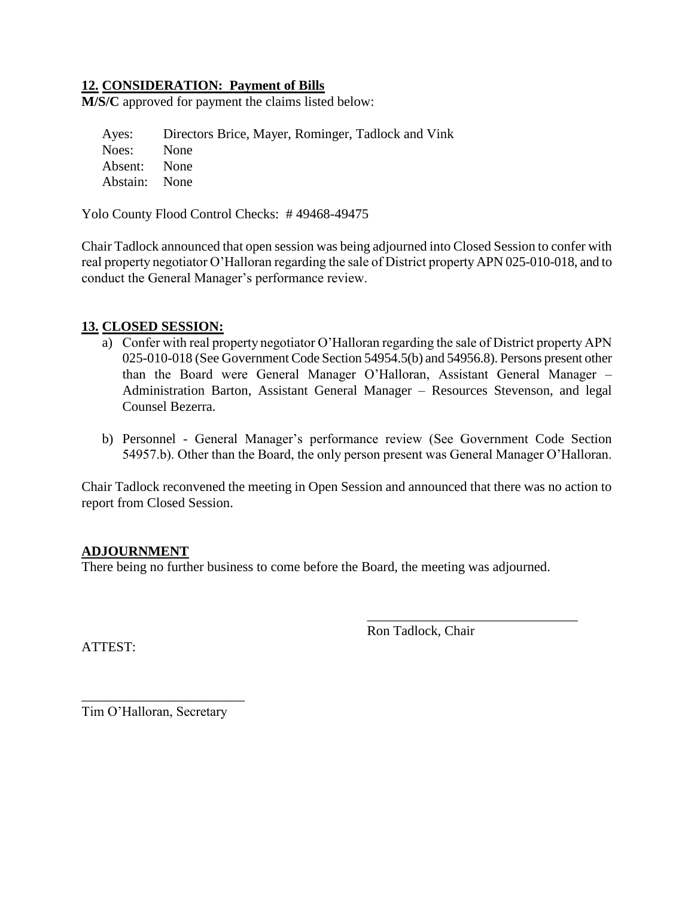**12. CONSIDERATION: Payment of Bills**

**M/S/C** approved for payment the claims listed below:

| | |
|---|---|
| Ayes: | Directors Brice, Mayer, Rominger, Tadlock and Vink |
| Noes: | None |
| Absent: | None |
| Abstain: | None |

Yolo County Flood Control Checks: # 49468-49475

Chair Tadlock announced that open session was being adjourned into Closed Session to confer with real property negotiator O'Halloran regarding the sale of District property APN 025-010-018, and to conduct the General Manager's performance review.

**13. CLOSED SESSION:**

a) Confer with real property negotiator O'Halloran regarding the sale of District property APN 025-010-018 (See Government Code Section 54954.5(b) and 54956.8). Persons present other than the Board were General Manager O'Halloran, Assistant General Manager – Administration Barton, Assistant General Manager – Resources Stevenson, and legal Counsel Bezerra.

b) Personnel - General Manager's performance review (See Government Code Section 54957.b). Other than the Board, the only person present was General Manager O'Halloran.

Chair Tadlock reconvened the meeting in Open Session and announced that there was no action to report from Closed Session.

**ADJOURNMENT**

There being no further business to come before the Board, the meeting was adjourned.

_______________________________
Ron Tadlock, Chair

ATTEST:

________________________
Tim O'Halloran, Secretary